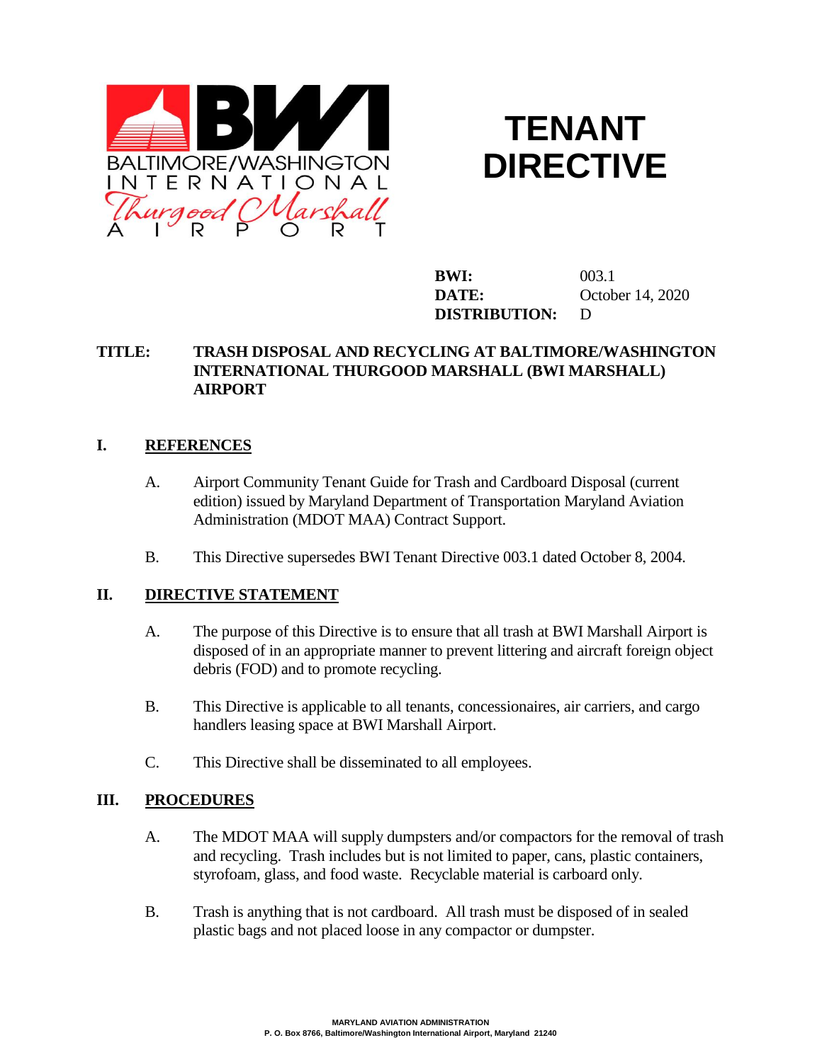BALTIMORE/WASHINGTON INTERNATIONAL Thurgood Marshall AIRPORT

# TENANT DIRECTIVE

**BWI:** 003.1
**DATE:** October 14, 2020
**DISTRIBUTION:** D

**TITLE: TRASH DISPOSAL AND RECYCLING AT BALTIMORE/WASHINGTON INTERNATIONAL THURGOOD MARSHALL (BWI MARSHALL) AIRPORT**

## I. REFERENCES

A. Airport Community Tenant Guide for Trash and Cardboard Disposal (current edition) issued by Maryland Department of Transportation Maryland Aviation Administration (MDOT MAA) Contract Support.

B. This Directive supersedes BWI Tenant Directive 003.1 dated October 8, 2004.

## II. DIRECTIVE STATEMENT

A. The purpose of this Directive is to ensure that all trash at BWI Marshall Airport is disposed of in an appropriate manner to prevent littering and aircraft foreign object debris (FOD) and to promote recycling.

B. This Directive is applicable to all tenants, concessionaires, air carriers, and cargo handlers leasing space at BWI Marshall Airport.

C. This Directive shall be disseminated to all employees.

## III. PROCEDURES

A. The MDOT MAA will supply dumpsters and/or compactors for the removal of trash and recycling. Trash includes but is not limited to paper, cans, plastic containers, styrofoam, glass, and food waste. Recyclable material is carboard only.

B. Trash is anything that is not cardboard. All trash must be disposed of in sealed plastic bags and not placed loose in any compactor or dumpster.

MARYLAND AVIATION ADMINISTRATION
P. O. Box 8766, Baltimore/Washington International Airport, Maryland 21240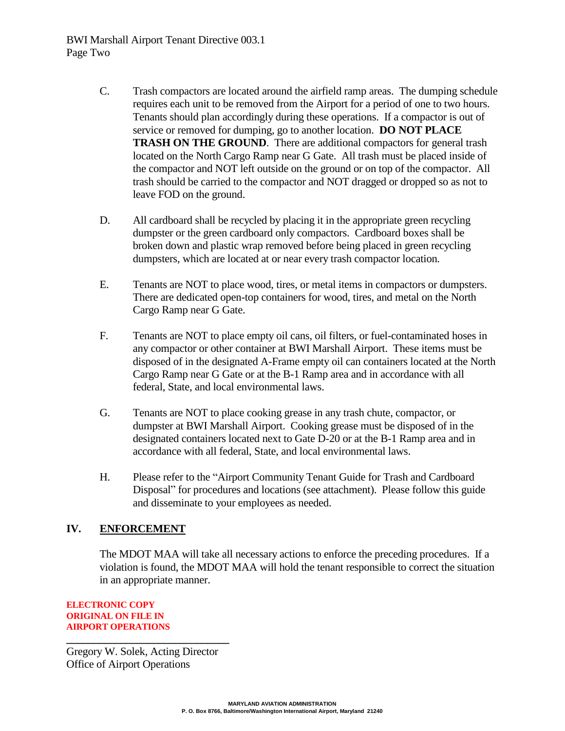C. Trash compactors are located around the airfield ramp areas. The dumping schedule requires each unit to be removed from the Airport for a period of one to two hours. Tenants should plan accordingly during these operations. If a compactor is out of service or removed for dumping, go to another location. **DO NOT PLACE TRASH ON THE GROUND**. There are additional compactors for general trash located on the North Cargo Ramp near G Gate. All trash must be placed inside of the compactor and NOT left outside on the ground or on top of the compactor. All trash should be carried to the compactor and NOT dragged or dropped so as not to leave FOD on the ground.

D. All cardboard shall be recycled by placing it in the appropriate green recycling dumpster or the green cardboard only compactors. Cardboard boxes shall be broken down and plastic wrap removed before being placed in green recycling dumpsters, which are located at or near every trash compactor location.

E. Tenants are NOT to place wood, tires, or metal items in compactors or dumpsters. There are dedicated open-top containers for wood, tires, and metal on the North Cargo Ramp near G Gate.

F. Tenants are NOT to place empty oil cans, oil filters, or fuel-contaminated hoses in any compactor or other container at BWI Marshall Airport. These items must be disposed of in the designated A-Frame empty oil can containers located at the North Cargo Ramp near G Gate or at the B-1 Ramp area and in accordance with all federal, State, and local environmental laws.

G. Tenants are NOT to place cooking grease in any trash chute, compactor, or dumpster at BWI Marshall Airport. Cooking grease must be disposed of in the designated containers located next to Gate D-20 or at the B-1 Ramp area and in accordance with all federal, State, and local environmental laws.

H. Please refer to the "Airport Community Tenant Guide for Trash and Cardboard Disposal" for procedures and locations (see attachment). Please follow this guide and disseminate to your employees as needed.

## IV. ENFORCEMENT

The MDOT MAA will take all necessary actions to enforce the preceding procedures. If a violation is found, the MDOT MAA will hold the tenant responsible to correct the situation in an appropriate manner.

**ELECTRONIC COPY**
**ORIGINAL ON FILE IN**
**AIRPORT OPERATIONS**

\_\_\_\_\_\_\_\_\_\_\_\_\_\_\_\_\_\_\_\_\_\_\_\_\_\_\_\_\_\_

Gregory W. Solek, Acting Director
Office of Airport Operations